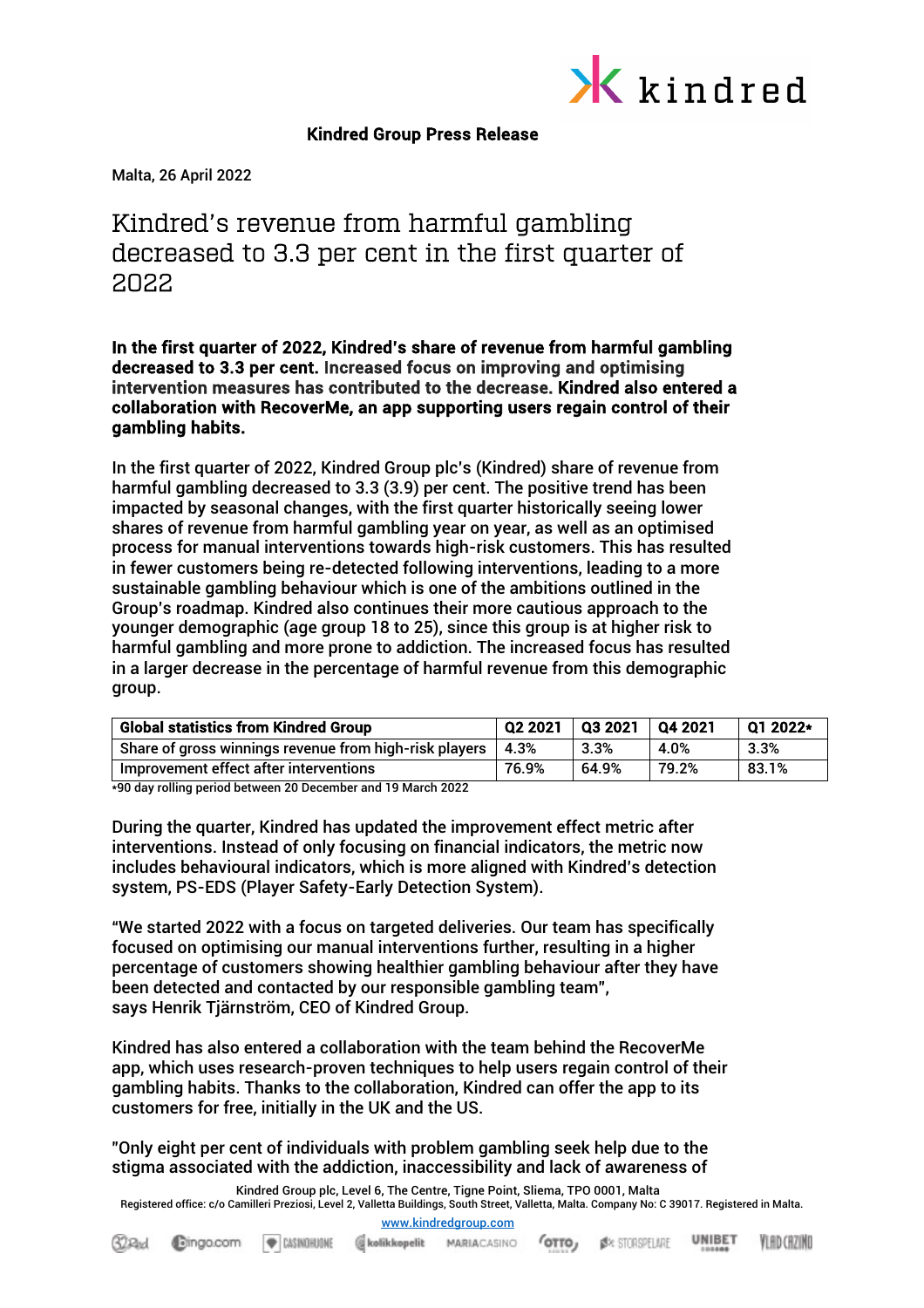**Kindred Group Press Release**

Malta, 26 April 2022

# Kindred's revenue from harmful gambling decreased to 3.3 per cent in the first quarter of 2022

**In the first quarter of 2022, Kindred's share of revenue from harmful gambling decreased to 3.3 per cent. Increased focus on improving and optimising intervention measures has contributed to the decrease. Kindred also entered a collaboration with RecoverMe, an app supporting users regain control of their gambling habits.**

In the first quarter of 2022, Kindred Group plc's (Kindred) share of revenue from harmful gambling decreased to 3.3 (3.9) per cent. The positive trend has been impacted by seasonal changes, with the first quarter historically seeing lower shares of revenue from harmful gambling year on year, as well as an optimised process for manual interventions towards high-risk customers. This has resulted in fewer customers being re-detected following interventions, leading to a more sustainable gambling behaviour which is one of the ambitions outlined in the Group's roadmap. Kindred also continues their more cautious approach to the younger demographic (age group 18 to 25), since this group is at higher risk to harmful gambling and more prone to addiction. The increased focus has resulted in a larger decrease in the percentage of harmful revenue from this demographic group.

| Global statistics from Kindred Group | Q2 2021 | Q3 2021 | Q4 2021 | Q1 2022* |
|---|---|---|---|---|
| Share of gross winnings revenue from high-risk players | 4.3% | 3.3% | 4.0% | 3.3% |
| Improvement effect after interventions | 76.9% | 64.9% | 79.2% | 83.1% |

*90 day rolling period between 20 December and 19 March 2022

During the quarter, Kindred has updated the improvement effect metric after interventions. Instead of only focusing on financial indicators, the metric now includes behavioural indicators, which is more aligned with Kindred's detection system, PS-EDS (Player Safety-Early Detection System).

"We started 2022 with a focus on targeted deliveries. Our team has specifically focused on optimising our manual interventions further, resulting in a higher percentage of customers showing healthier gambling behaviour after they have been detected and contacted by our responsible gambling team", says Henrik Tjärnström, CEO of Kindred Group.

Kindred has also entered a collaboration with the team behind the RecoverMe app, which uses research-proven techniques to help users regain control of their gambling habits. Thanks to the collaboration, Kindred can offer the app to its customers for free, initially in the UK and the US.

"Only eight per cent of individuals with problem gambling seek help due to the stigma associated with the addiction, inaccessibility and lack of awareness of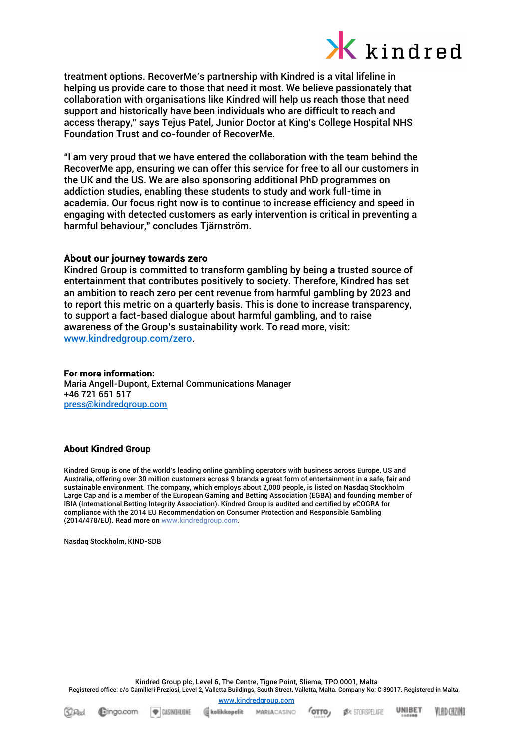treatment options. RecoverMe's partnership with Kindred is a vital lifeline in helping us provide care to those that need it most. We believe passionately that collaboration with organisations like Kindred will help us reach those that need support and historically have been individuals who are difficult to reach and access therapy," says Tejus Patel, Junior Doctor at King's College Hospital NHS Foundation Trust and co-founder of RecoverMe.

"I am very proud that we have entered the collaboration with the team behind the RecoverMe app, ensuring we can offer this service for free to all our customers in the UK and the US. We are also sponsoring additional PhD programmes on addiction studies, enabling these students to study and work full-time in academia. Our focus right now is to continue to increase efficiency and speed in engaging with detected customers as early intervention is critical in preventing a harmful behaviour," concludes Tjärnström.

**About our journey towards zero**

Kindred Group is committed to transform gambling by being a trusted source of entertainment that contributes positively to society. Therefore, Kindred has set an ambition to reach zero per cent revenue from harmful gambling by 2023 and to report this metric on a quarterly basis. This is done to increase transparency, to support a fact-based dialogue about harmful gambling, and to raise awareness of the Group's sustainability work. To read more, visit: www.kindredgroup.com/zero.

**For more information:**

Maria Angell-Dupont, External Communications Manager
+46 721 651 517
press@kindredgroup.com

**About Kindred Group**

Kindred Group is one of the world's leading online gambling operators with business across Europe, US and Australia, offering over 30 million customers across 9 brands a great form of entertainment in a safe, fair and sustainable environment. The company, which employs about 2,000 people, is listed on Nasdaq Stockholm Large Cap and is a member of the European Gaming and Betting Association (EGBA) and founding member of IBIA (International Betting Integrity Association). Kindred Group is audited and certified by eCOGRA for compliance with the 2014 EU Recommendation on Consumer Protection and Responsible Gambling (2014/478/EU). Read more on www.kindredgroup.com.

Nasdaq Stockholm, KIND-SDB

Kindred Group plc, Level 6, The Centre, Tigne Point, Sliema, TPO 0001, Malta
Registered office: c/o Camilleri Preziosi, Level 2, Valletta Buildings, South Street, Valletta, Malta. Company No: C 39017. Registered in Malta.
www.kindredgroup.com